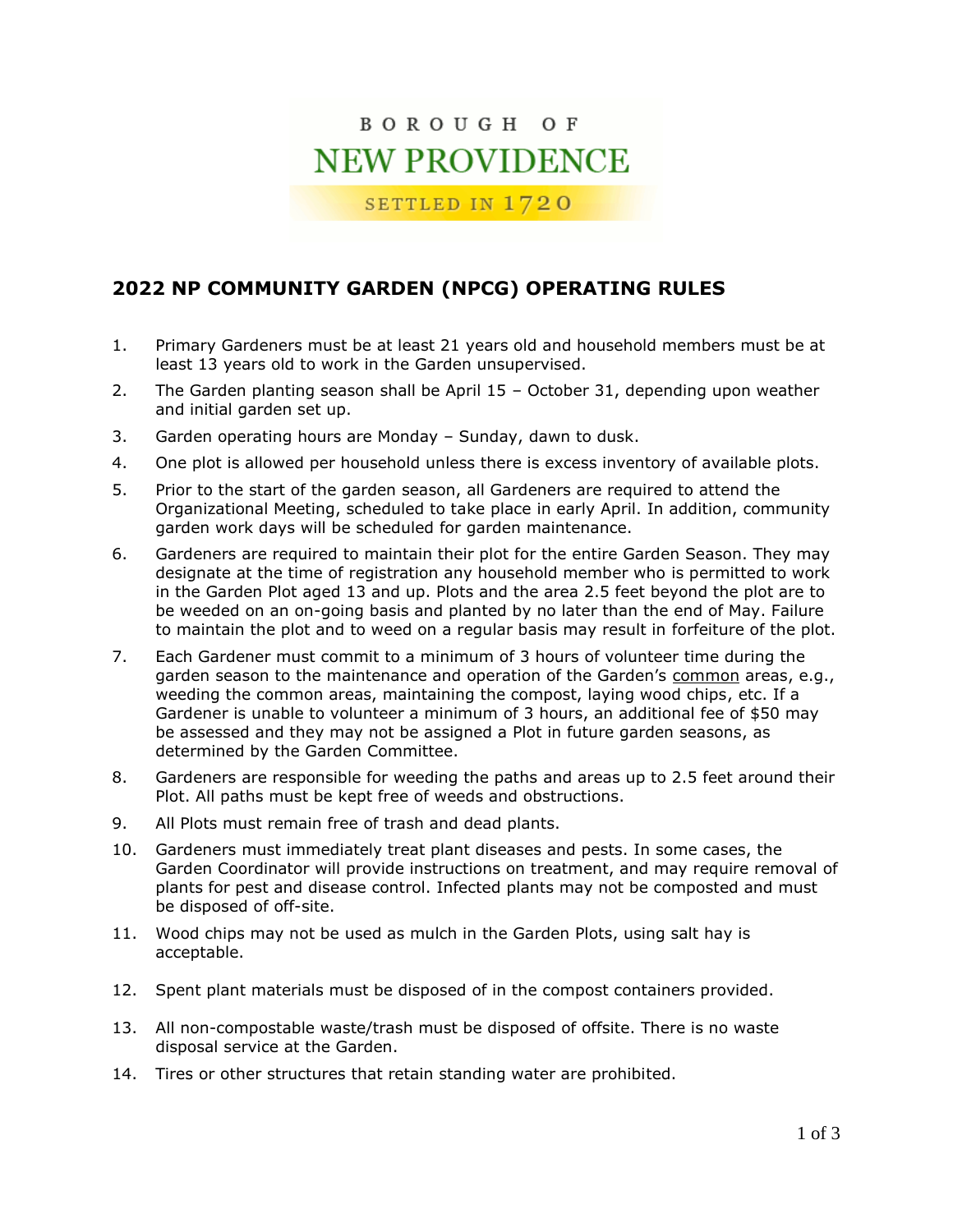BOROUGH OF

NEW PROVIDENCE

SETTLED IN 1720

## 2022 NP COMMUNITY GARDEN (NPCG) OPERATING RULES

1. Primary Gardeners must be at least 21 years old and household members must be at least 13 years old to work in the Garden unsupervised.
2. The Garden planting season shall be April 15 – October 31, depending upon weather and initial garden set up.
3. Garden operating hours are Monday – Sunday, dawn to dusk.
4. One plot is allowed per household unless there is excess inventory of available plots.
5. Prior to the start of the garden season, all Gardeners are required to attend the Organizational Meeting, scheduled to take place in early April. In addition, community garden work days will be scheduled for garden maintenance.
6. Gardeners are required to maintain their plot for the entire Garden Season. They may designate at the time of registration any household member who is permitted to work in the Garden Plot aged 13 and up. Plots and the area 2.5 feet beyond the plot are to be weeded on an on-going basis and planted by no later than the end of May. Failure to maintain the plot and to weed on a regular basis may result in forfeiture of the plot.
7. Each Gardener must commit to a minimum of 3 hours of volunteer time during the garden season to the maintenance and operation of the Garden's <u>common</u> areas, e.g., weeding the common areas, maintaining the compost, laying wood chips, etc. If a Gardener is unable to volunteer a minimum of 3 hours, an additional fee of $50 may be assessed and they may not be assigned a Plot in future garden seasons, as determined by the Garden Committee.
8. Gardeners are responsible for weeding the paths and areas up to 2.5 feet around their Plot. All paths must be kept free of weeds and obstructions.
9. All Plots must remain free of trash and dead plants.
10. Gardeners must immediately treat plant diseases and pests. In some cases, the Garden Coordinator will provide instructions on treatment, and may require removal of plants for pest and disease control. Infected plants may not be composted and must be disposed of off-site.
11. Wood chips may not be used as mulch in the Garden Plots, using salt hay is acceptable.
12. Spent plant materials must be disposed of in the compost containers provided.
13. All non-compostable waste/trash must be disposed of offsite. There is no waste disposal service at the Garden.
14. Tires or other structures that retain standing water are prohibited.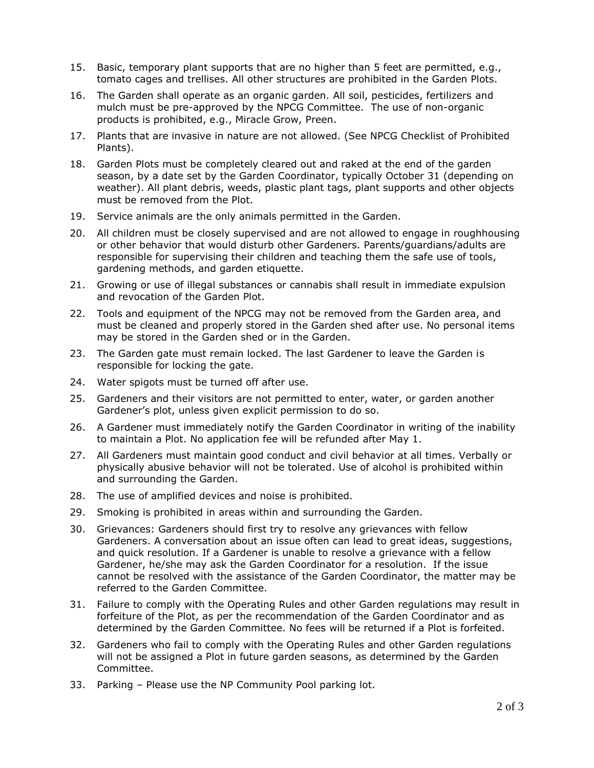15. Basic, temporary plant supports that are no higher than 5 feet are permitted, e.g., tomato cages and trellises. All other structures are prohibited in the Garden Plots.
16. The Garden shall operate as an organic garden. All soil, pesticides, fertilizers and mulch must be pre-approved by the NPCG Committee. The use of non-organic products is prohibited, e.g., Miracle Grow, Preen.
17. Plants that are invasive in nature are not allowed. (See NPCG Checklist of Prohibited Plants).
18. Garden Plots must be completely cleared out and raked at the end of the garden season, by a date set by the Garden Coordinator, typically October 31 (depending on weather). All plant debris, weeds, plastic plant tags, plant supports and other objects must be removed from the Plot.
19. Service animals are the only animals permitted in the Garden.
20. All children must be closely supervised and are not allowed to engage in roughhousing or other behavior that would disturb other Gardeners. Parents/guardians/adults are responsible for supervising their children and teaching them the safe use of tools, gardening methods, and garden etiquette.
21. Growing or use of illegal substances or cannabis shall result in immediate expulsion and revocation of the Garden Plot.
22. Tools and equipment of the NPCG may not be removed from the Garden area, and must be cleaned and properly stored in the Garden shed after use. No personal items may be stored in the Garden shed or in the Garden.
23. The Garden gate must remain locked. The last Gardener to leave the Garden is responsible for locking the gate.
24. Water spigots must be turned off after use.
25. Gardeners and their visitors are not permitted to enter, water, or garden another Gardener's plot, unless given explicit permission to do so.
26. A Gardener must immediately notify the Garden Coordinator in writing of the inability to maintain a Plot. No application fee will be refunded after May 1.
27. All Gardeners must maintain good conduct and civil behavior at all times. Verbally or physically abusive behavior will not be tolerated. Use of alcohol is prohibited within and surrounding the Garden.
28. The use of amplified devices and noise is prohibited.
29. Smoking is prohibited in areas within and surrounding the Garden.
30. Grievances: Gardeners should first try to resolve any grievances with fellow Gardeners. A conversation about an issue often can lead to great ideas, suggestions, and quick resolution. If a Gardener is unable to resolve a grievance with a fellow Gardener, he/she may ask the Garden Coordinator for a resolution. If the issue cannot be resolved with the assistance of the Garden Coordinator, the matter may be referred to the Garden Committee.
31. Failure to comply with the Operating Rules and other Garden regulations may result in forfeiture of the Plot, as per the recommendation of the Garden Coordinator and as determined by the Garden Committee. No fees will be returned if a Plot is forfeited.
32. Gardeners who fail to comply with the Operating Rules and other Garden regulations will not be assigned a Plot in future garden seasons, as determined by the Garden Committee.
33. Parking – Please use the NP Community Pool parking lot.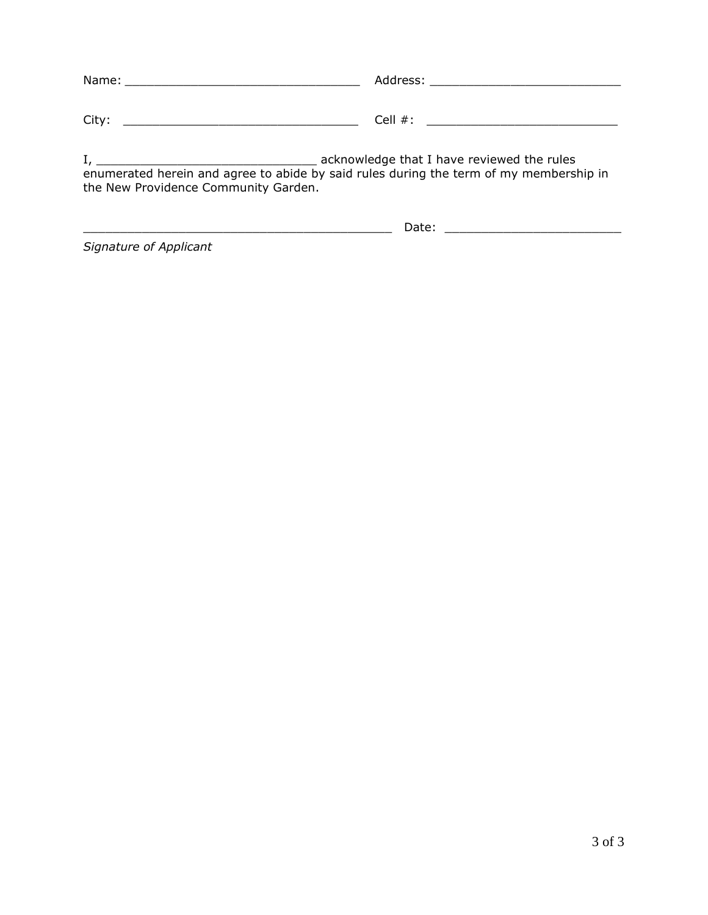Name: ________________________________ Address: __________________________

City: ________________________________ Cell #: __________________________

I, ______________________________ acknowledge that I have reviewed the rules enumerated herein and agree to abide by said rules during the term of my membership in the New Providence Community Garden.

__________________________________________ Date: ________________________

*Signature of Applicant*